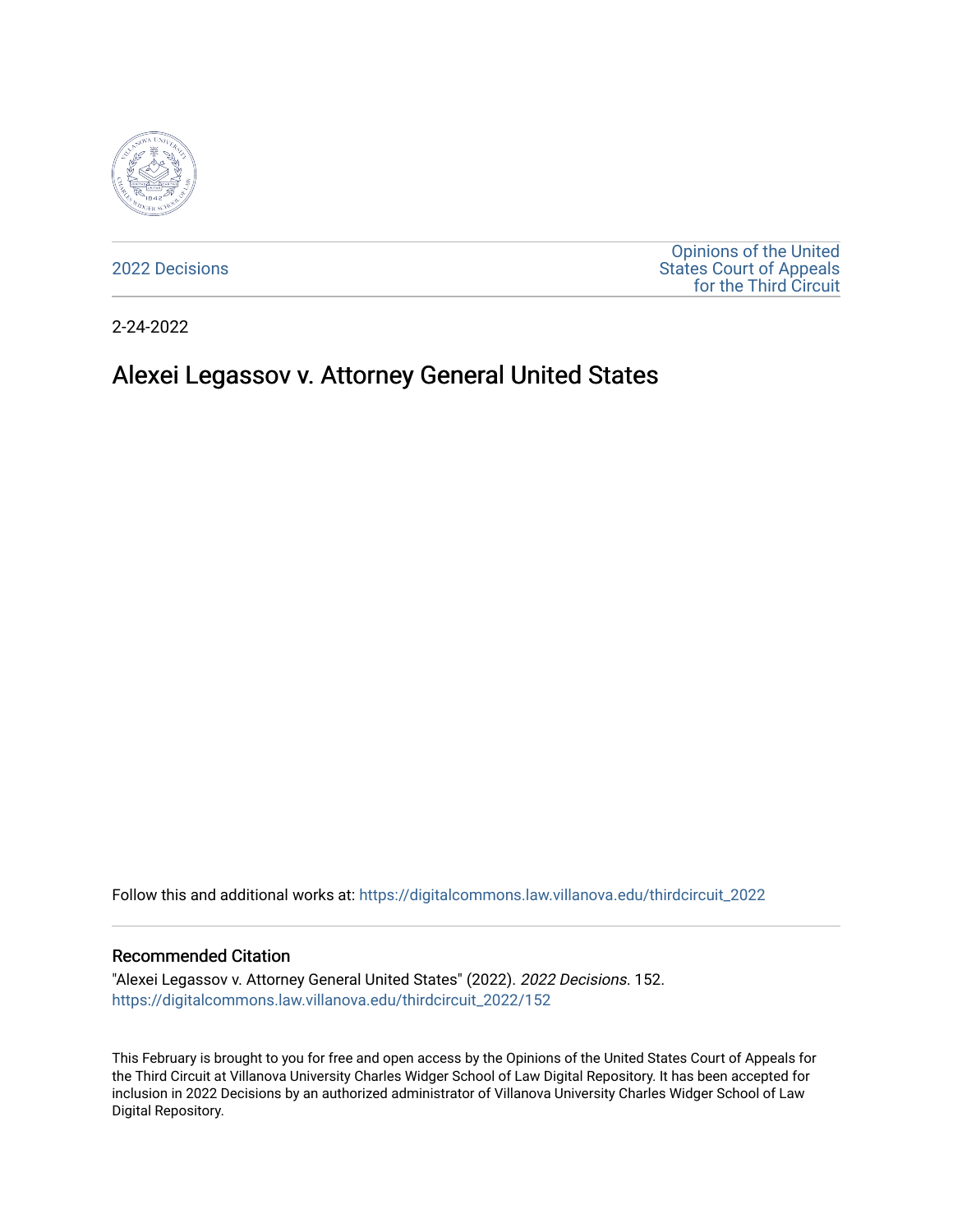2022 Decisions

Opinions of the United States Court of Appeals for the Third Circuit

2-24-2022

# Alexei Legassov v. Attorney General United States

Follow this and additional works at: https://digitalcommons.law.villanova.edu/thirdcircuit_2022

## Recommended Citation

"Alexei Legassov v. Attorney General United States" (2022). *2022 Decisions*. 152.
https://digitalcommons.law.villanova.edu/thirdcircuit_2022/152

This February is brought to you for free and open access by the Opinions of the United States Court of Appeals for the Third Circuit at Villanova University Charles Widger School of Law Digital Repository. It has been accepted for inclusion in 2022 Decisions by an authorized administrator of Villanova University Charles Widger School of Law Digital Repository.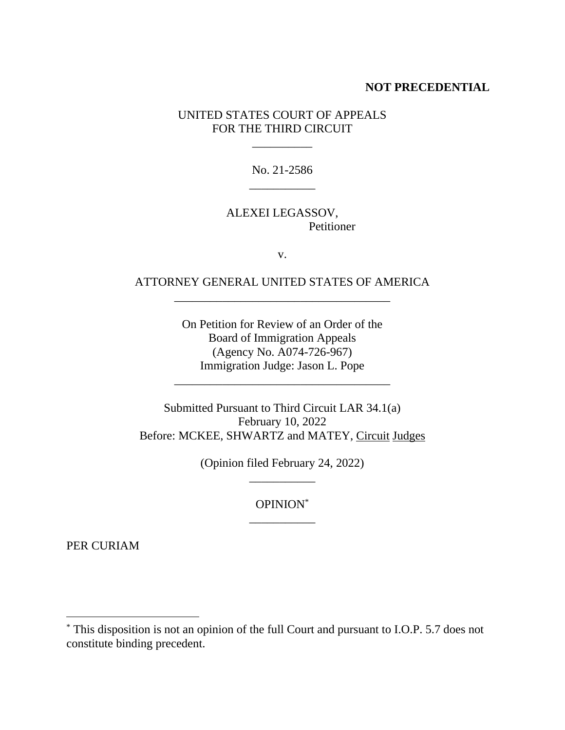**NOT PRECEDENTIAL**

UNITED STATES COURT OF APPEALS
FOR THE THIRD CIRCUIT

No. 21-2586

ALEXEI LEGASSOV,
Petitioner

v.

ATTORNEY GENERAL UNITED STATES OF AMERICA

On Petition for Review of an Order of the
Board of Immigration Appeals
(Agency No. A074-726-967)
Immigration Judge: Jason L. Pope

Submitted Pursuant to Third Circuit LAR 34.1(a)
February 10, 2022
Before: MCKEE, SHWARTZ and MATEY, Circuit Judges

(Opinion filed February 24, 2022)

OPINION[*]

PER CURIAM

[*] This disposition is not an opinion of the full Court and pursuant to I.O.P. 5.7 does not constitute binding precedent.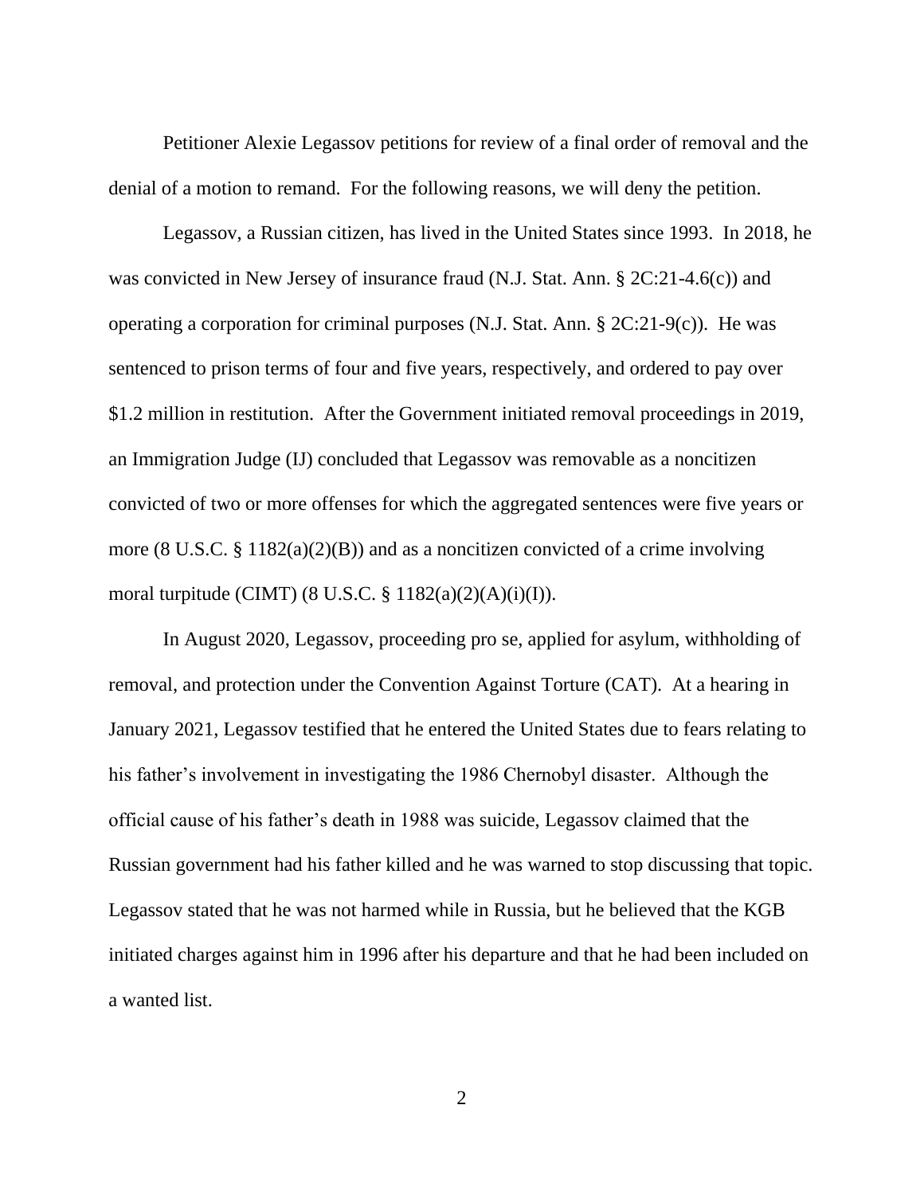Petitioner Alexie Legassov petitions for review of a final order of removal and the denial of a motion to remand. For the following reasons, we will deny the petition.

Legassov, a Russian citizen, has lived in the United States since 1993. In 2018, he was convicted in New Jersey of insurance fraud (N.J. Stat. Ann. § 2C:21-4.6(c)) and operating a corporation for criminal purposes (N.J. Stat. Ann. § 2C:21-9(c)). He was sentenced to prison terms of four and five years, respectively, and ordered to pay over $1.2 million in restitution. After the Government initiated removal proceedings in 2019, an Immigration Judge (IJ) concluded that Legassov was removable as a noncitizen convicted of two or more offenses for which the aggregated sentences were five years or more (8 U.S.C. § 1182(a)(2)(B)) and as a noncitizen convicted of a crime involving moral turpitude (CIMT) (8 U.S.C. § 1182(a)(2)(A)(i)(I)).

In August 2020, Legassov, proceeding pro se, applied for asylum, withholding of removal, and protection under the Convention Against Torture (CAT). At a hearing in January 2021, Legassov testified that he entered the United States due to fears relating to his father's involvement in investigating the 1986 Chernobyl disaster. Although the official cause of his father's death in 1988 was suicide, Legassov claimed that the Russian government had his father killed and he was warned to stop discussing that topic. Legassov stated that he was not harmed while in Russia, but he believed that the KGB initiated charges against him in 1996 after his departure and that he had been included on a wanted list.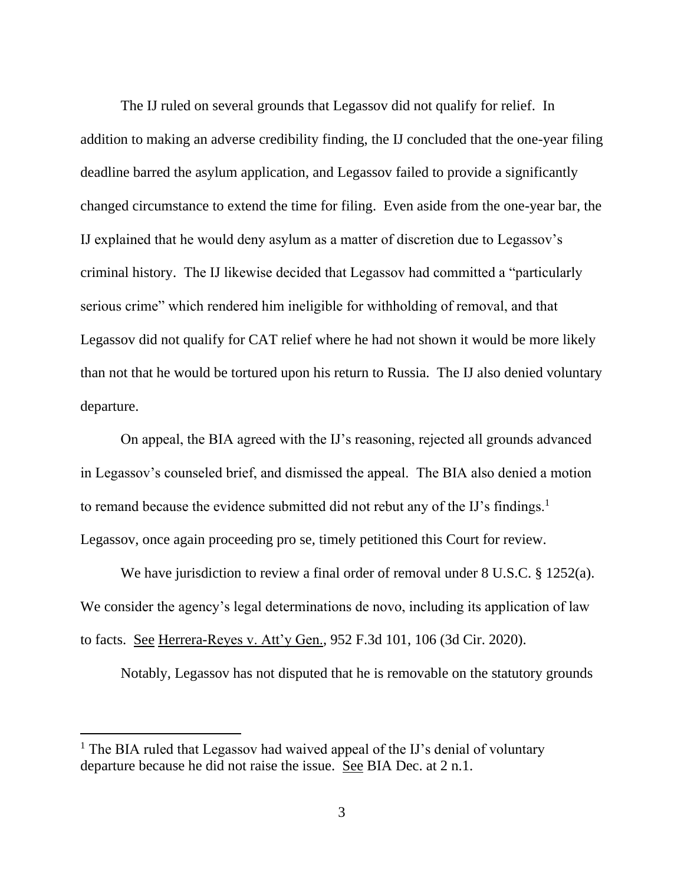The IJ ruled on several grounds that Legassov did not qualify for relief. In addition to making an adverse credibility finding, the IJ concluded that the one-year filing deadline barred the asylum application, and Legassov failed to provide a significantly changed circumstance to extend the time for filing. Even aside from the one-year bar, the IJ explained that he would deny asylum as a matter of discretion due to Legassov's criminal history. The IJ likewise decided that Legassov had committed a "particularly serious crime" which rendered him ineligible for withholding of removal, and that Legassov did not qualify for CAT relief where he had not shown it would be more likely than not that he would be tortured upon his return to Russia. The IJ also denied voluntary departure.

On appeal, the BIA agreed with the IJ's reasoning, rejected all grounds advanced in Legassov's counseled brief, and dismissed the appeal. The BIA also denied a motion to remand because the evidence submitted did not rebut any of the IJ's findings.[1] Legassov, once again proceeding pro se, timely petitioned this Court for review.

We have jurisdiction to review a final order of removal under 8 U.S.C. § 1252(a). We consider the agency's legal determinations de novo, including its application of law to facts. See Herrera-Reyes v. Att'y Gen., 952 F.3d 101, 106 (3d Cir. 2020).

Notably, Legassov has not disputed that he is removable on the statutory grounds

[1] The BIA ruled that Legassov had waived appeal of the IJ's denial of voluntary departure because he did not raise the issue. See BIA Dec. at 2 n.1.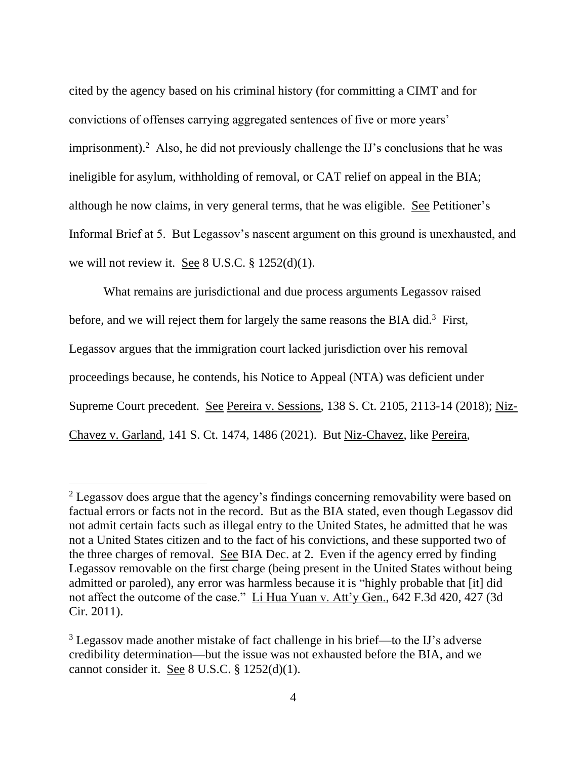cited by the agency based on his criminal history (for committing a CIMT and for convictions of offenses carrying aggregated sentences of five or more years' imprisonment).[2] Also, he did not previously challenge the IJ's conclusions that he was ineligible for asylum, withholding of removal, or CAT relief on appeal in the BIA; although he now claims, in very general terms, that he was eligible. See Petitioner's Informal Brief at 5. But Legassov's nascent argument on this ground is unexhausted, and we will not review it. See 8 U.S.C. § 1252(d)(1).

What remains are jurisdictional and due process arguments Legassov raised before, and we will reject them for largely the same reasons the BIA did.[3] First, Legassov argues that the immigration court lacked jurisdiction over his removal proceedings because, he contends, his Notice to Appeal (NTA) was deficient under Supreme Court precedent. See Pereira v. Sessions, 138 S. Ct. 2105, 2113-14 (2018); Niz-Chavez v. Garland, 141 S. Ct. 1474, 1486 (2021). But Niz-Chavez, like Pereira,

---

[2] Legassov does argue that the agency's findings concerning removability were based on factual errors or facts not in the record. But as the BIA stated, even though Legassov did not admit certain facts such as illegal entry to the United States, he admitted that he was not a United States citizen and to the fact of his convictions, and these supported two of the three charges of removal. See BIA Dec. at 2. Even if the agency erred by finding Legassov removable on the first charge (being present in the United States without being admitted or paroled), any error was harmless because it is "highly probable that [it] did not affect the outcome of the case." Li Hua Yuan v. Att'y Gen., 642 F.3d 420, 427 (3d Cir. 2011).

[3] Legassov made another mistake of fact challenge in his brief—to the IJ's adverse credibility determination—but the issue was not exhausted before the BIA, and we cannot consider it. See 8 U.S.C. § 1252(d)(1).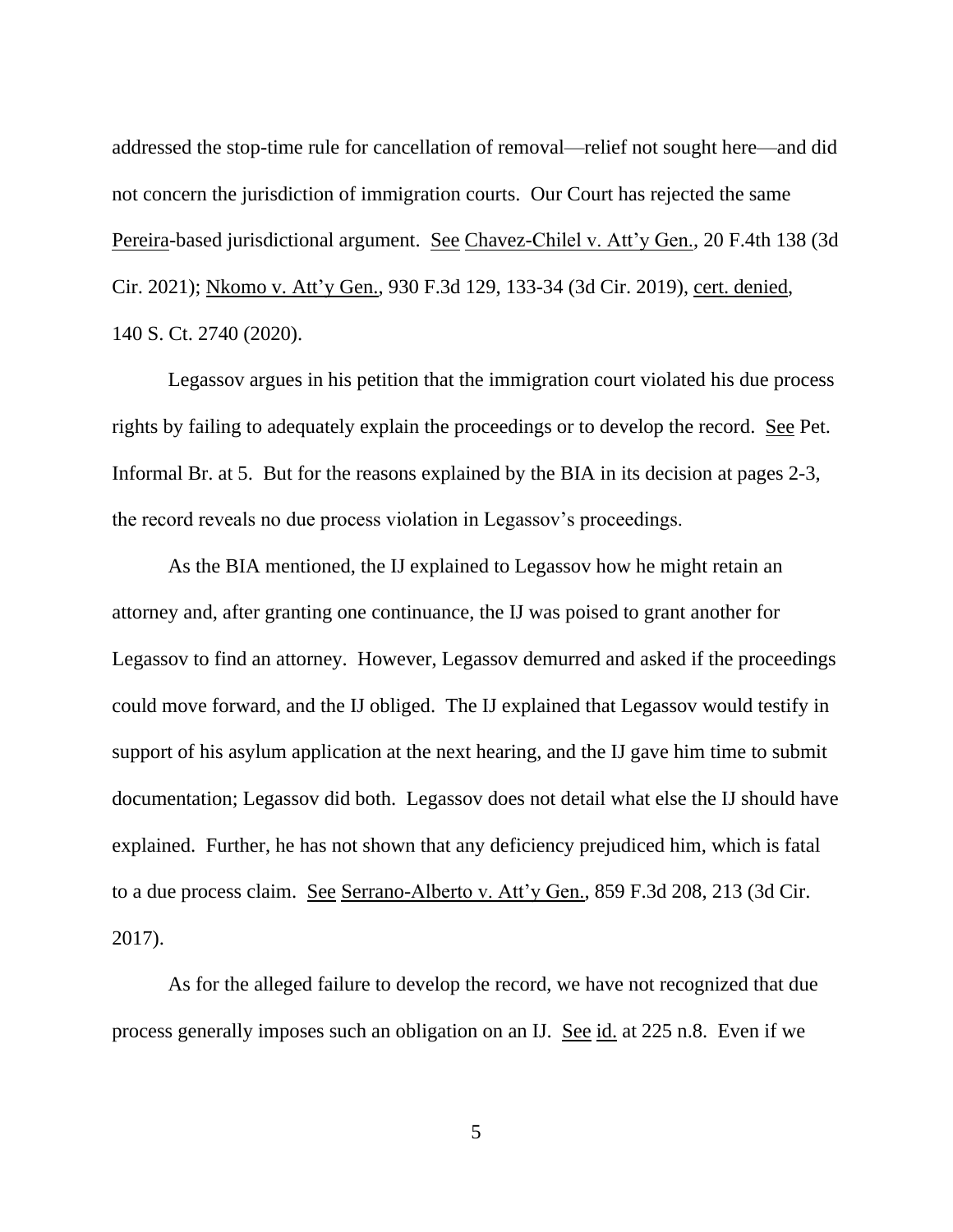addressed the stop-time rule for cancellation of removal—relief not sought here—and did not concern the jurisdiction of immigration courts. Our Court has rejected the same Pereira-based jurisdictional argument. See Chavez-Chilel v. Att'y Gen., 20 F.4th 138 (3d Cir. 2021); Nkomo v. Att'y Gen., 930 F.3d 129, 133-34 (3d Cir. 2019), cert. denied, 140 S. Ct. 2740 (2020).

Legassov argues in his petition that the immigration court violated his due process rights by failing to adequately explain the proceedings or to develop the record. See Pet. Informal Br. at 5. But for the reasons explained by the BIA in its decision at pages 2-3, the record reveals no due process violation in Legassov's proceedings.

As the BIA mentioned, the IJ explained to Legassov how he might retain an attorney and, after granting one continuance, the IJ was poised to grant another for Legassov to find an attorney. However, Legassov demurred and asked if the proceedings could move forward, and the IJ obliged. The IJ explained that Legassov would testify in support of his asylum application at the next hearing, and the IJ gave him time to submit documentation; Legassov did both. Legassov does not detail what else the IJ should have explained. Further, he has not shown that any deficiency prejudiced him, which is fatal to a due process claim. See Serrano-Alberto v. Att'y Gen., 859 F.3d 208, 213 (3d Cir. 2017).

As for the alleged failure to develop the record, we have not recognized that due process generally imposes such an obligation on an IJ. See id. at 225 n.8. Even if we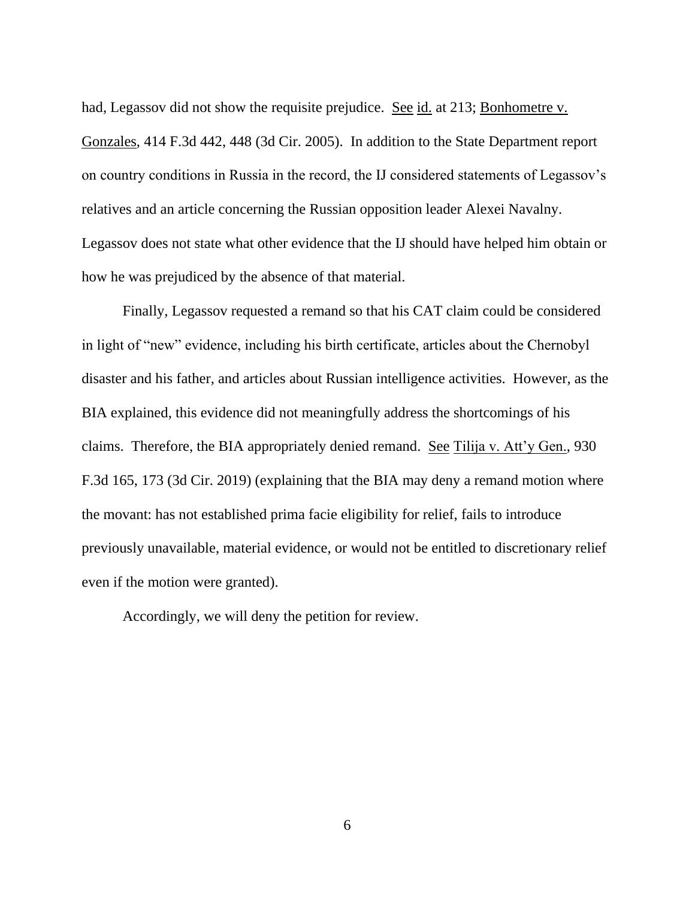had, Legassov did not show the requisite prejudice. See id. at 213; Bonhometre v. Gonzales, 414 F.3d 442, 448 (3d Cir. 2005). In addition to the State Department report on country conditions in Russia in the record, the IJ considered statements of Legassov's relatives and an article concerning the Russian opposition leader Alexei Navalny. Legassov does not state what other evidence that the IJ should have helped him obtain or how he was prejudiced by the absence of that material.

Finally, Legassov requested a remand so that his CAT claim could be considered in light of "new" evidence, including his birth certificate, articles about the Chernobyl disaster and his father, and articles about Russian intelligence activities. However, as the BIA explained, this evidence did not meaningfully address the shortcomings of his claims. Therefore, the BIA appropriately denied remand. See Tilija v. Att'y Gen., 930 F.3d 165, 173 (3d Cir. 2019) (explaining that the BIA may deny a remand motion where the movant: has not established prima facie eligibility for relief, fails to introduce previously unavailable, material evidence, or would not be entitled to discretionary relief even if the motion were granted).

Accordingly, we will deny the petition for review.